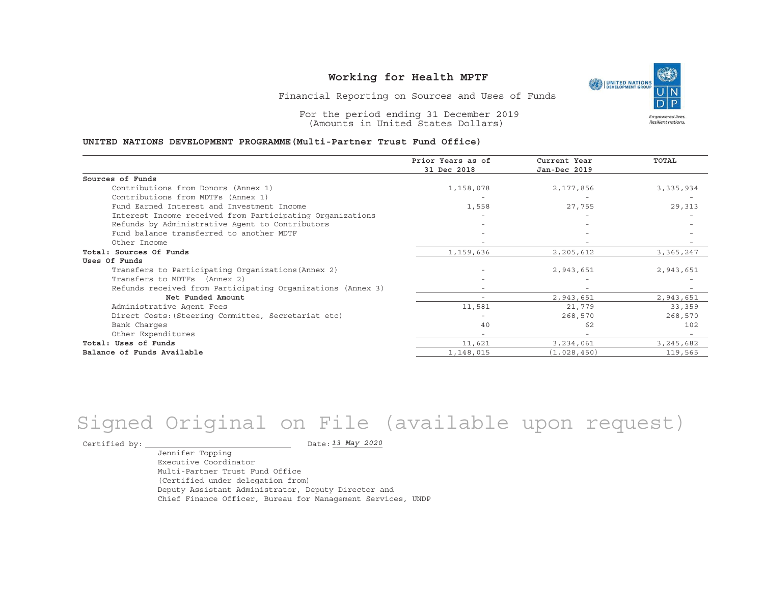# Working for Health MPTF

Financial Reporting on Sources and Uses of Funds

For the period ending 31 December 2019
(Amounts in United States Dollars)

**UNITED NATIONS DEVELOPMENT PROGRAMME(Multi-Partner Trust Fund Office)**

| | Prior Years as of 31 Dec 2018 | Current Year Jan-Dec 2019 | TOTAL |
|---|---|---|---|
| **Sources of Funds** | | | |
| Contributions from Donors (Annex 1) | 1,158,078 | 2,177,856 | 3,335,934 |
| Contributions from MDTFs (Annex 1) | - | - | - |
| Fund Earned Interest and Investment Income | 1,558 | 27,755 | 29,313 |
| Interest Income received from Participating Organizations | - | - | - |
| Refunds by Administrative Agent to Contributors | - | - | - |
| Fund balance transferred to another MDTF | - | - | - |
| Other Income | - | - | - |
| **Total: Sources Of Funds** | 1,159,636 | 2,205,612 | 3,365,247 |
| **Uses Of Funds** | | | |
| Transfers to Participating Organizations(Annex 2) | - | 2,943,651 | 2,943,651 |
| Transfers to MDTFs (Annex 2) | - | - | - |
| Refunds received from Participating Organizations (Annex 3) | - | - | - |
| **Net Funded Amount** | - | 2,943,651 | 2,943,651 |
| Administrative Agent Fees | 11,581 | 21,779 | 33,359 |
| Direct Costs:(Steering Committee, Secretariat etc) | - | 268,570 | 268,570 |
| Bank Charges | 40 | 62 | 102 |
| Other Expenditures | - | - | - |
| **Total: Uses of Funds** | 11,621 | 3,234,061 | 3,245,682 |
| **Balance of Funds Available** | 1,148,015 | (1,028,450) | 119,565 |

Signed Original on File (available upon request)

Certified by: ______________________ Date: *13 May 2020*

Jennifer Topping
Executive Coordinator
Multi-Partner Trust Fund Office
(Certified under delegation from)
Deputy Assistant Administrator, Deputy Director and
Chief Finance Officer, Bureau for Management Services, UNDP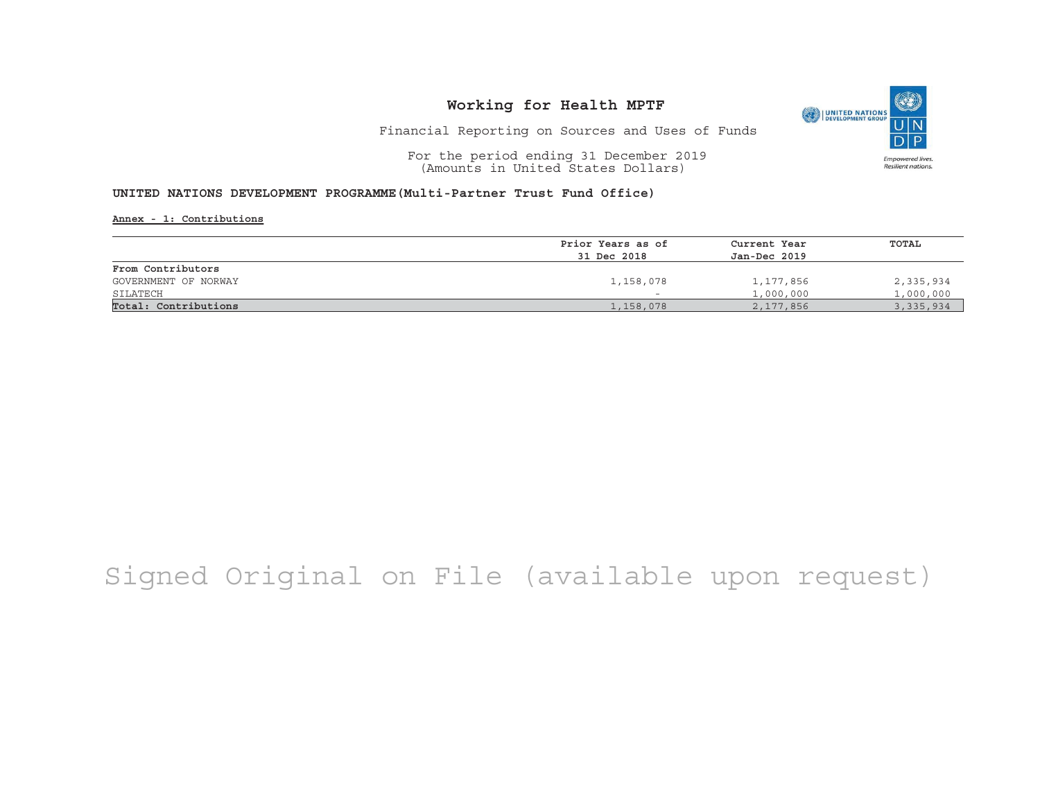# Working for Health MPTF

Financial Reporting on Sources and Uses of Funds

For the period ending 31 December 2019
(Amounts in United States Dollars)

**UNITED NATIONS DEVELOPMENT PROGRAMME(Multi-Partner Trust Fund Office)**

**Annex - 1: Contributions**

| | Prior Years as of 31 Dec 2018 | Current Year Jan-Dec 2019 | TOTAL |
|---|---|---|---|
| **From Contributors** | | | |
| GOVERNMENT OF NORWAY | 1,158,078 | 1,177,856 | 2,335,934 |
| SILATECH | - | 1,000,000 | 1,000,000 |
| **Total: Contributions** | 1,158,078 | 2,177,856 | 3,335,934 |

Signed Original on File (available upon request)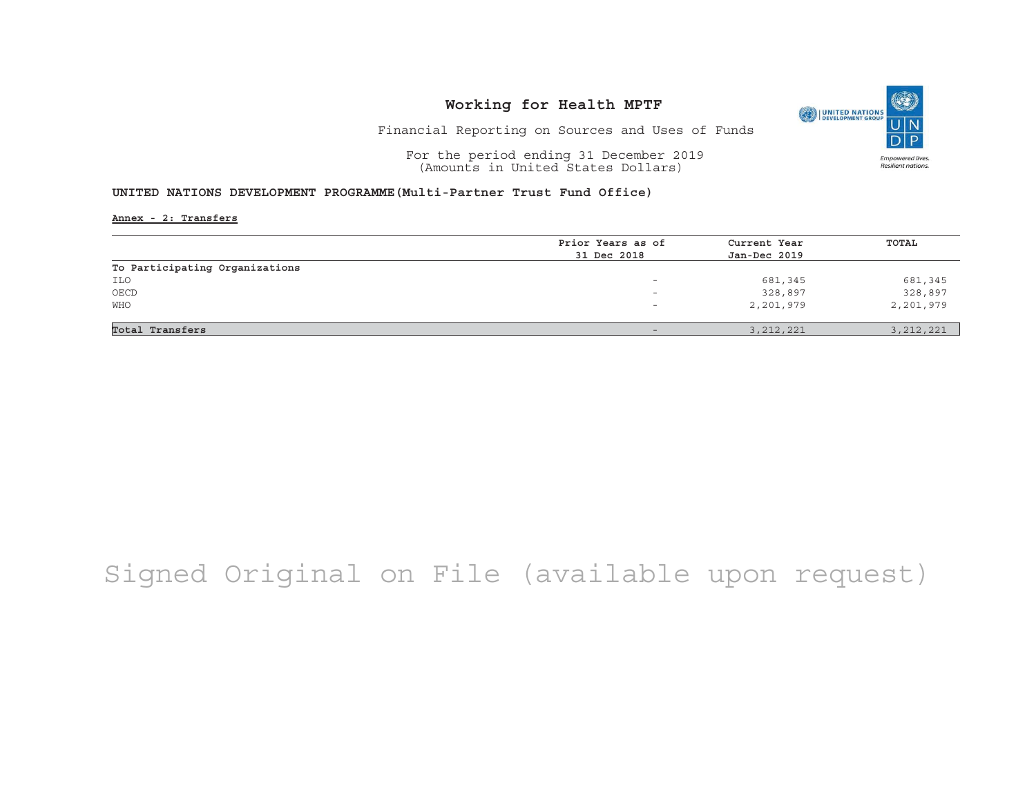# Working for Health MPTF

Financial Reporting on Sources and Uses of Funds

For the period ending 31 December 2019
(Amounts in United States Dollars)

**UNITED NATIONS DEVELOPMENT PROGRAMME(Multi-Partner Trust Fund Office)**

**Annex - 2: Transfers**

| | Prior Years as of 31 Dec 2018 | Current Year Jan-Dec 2019 | TOTAL |
|---|---|---|---|
| **To Participating Organizations** | | | |
| ILO | - | 681,345 | 681,345 |
| OECD | - | 328,897 | 328,897 |
| WHO | - | 2,201,979 | 2,201,979 |
| **Total Transfers** | - | 3,212,221 | 3,212,221 |

Signed Original on File (available upon request)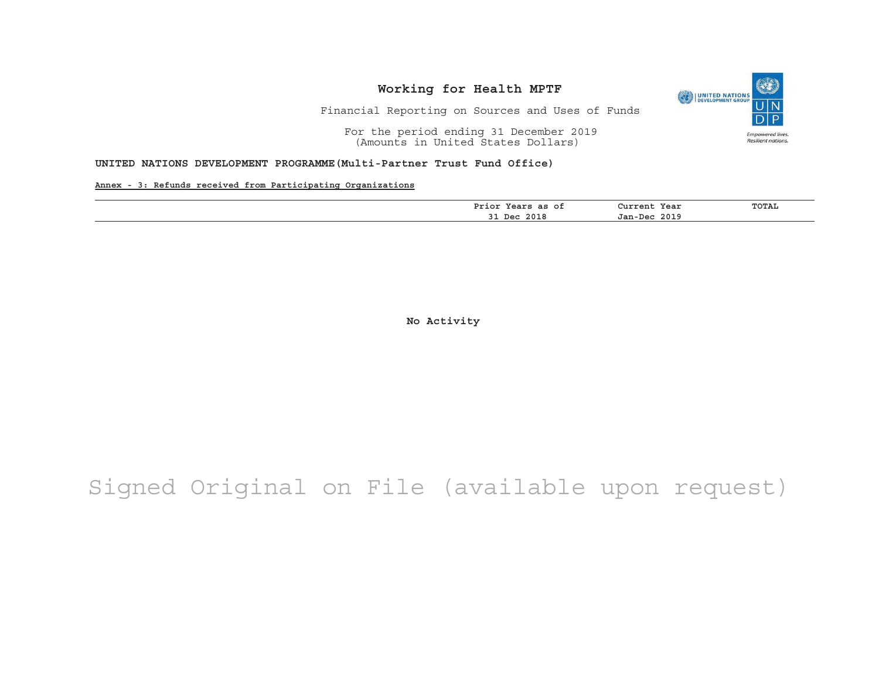# Working for Health MPTF

Financial Reporting on Sources and Uses of Funds

For the period ending 31 December 2019
(Amounts in United States Dollars)

**UNITED NATIONS DEVELOPMENT PROGRAMME(Multi-Partner Trust Fund Office)**

**Annex - 3: Refunds received from Participating Organizations**

| | Prior Years as of 31 Dec 2018 | Current Year Jan-Dec 2019 | TOTAL |
|---|---|---|---|

**No Activity**

Signed Original on File (available upon request)